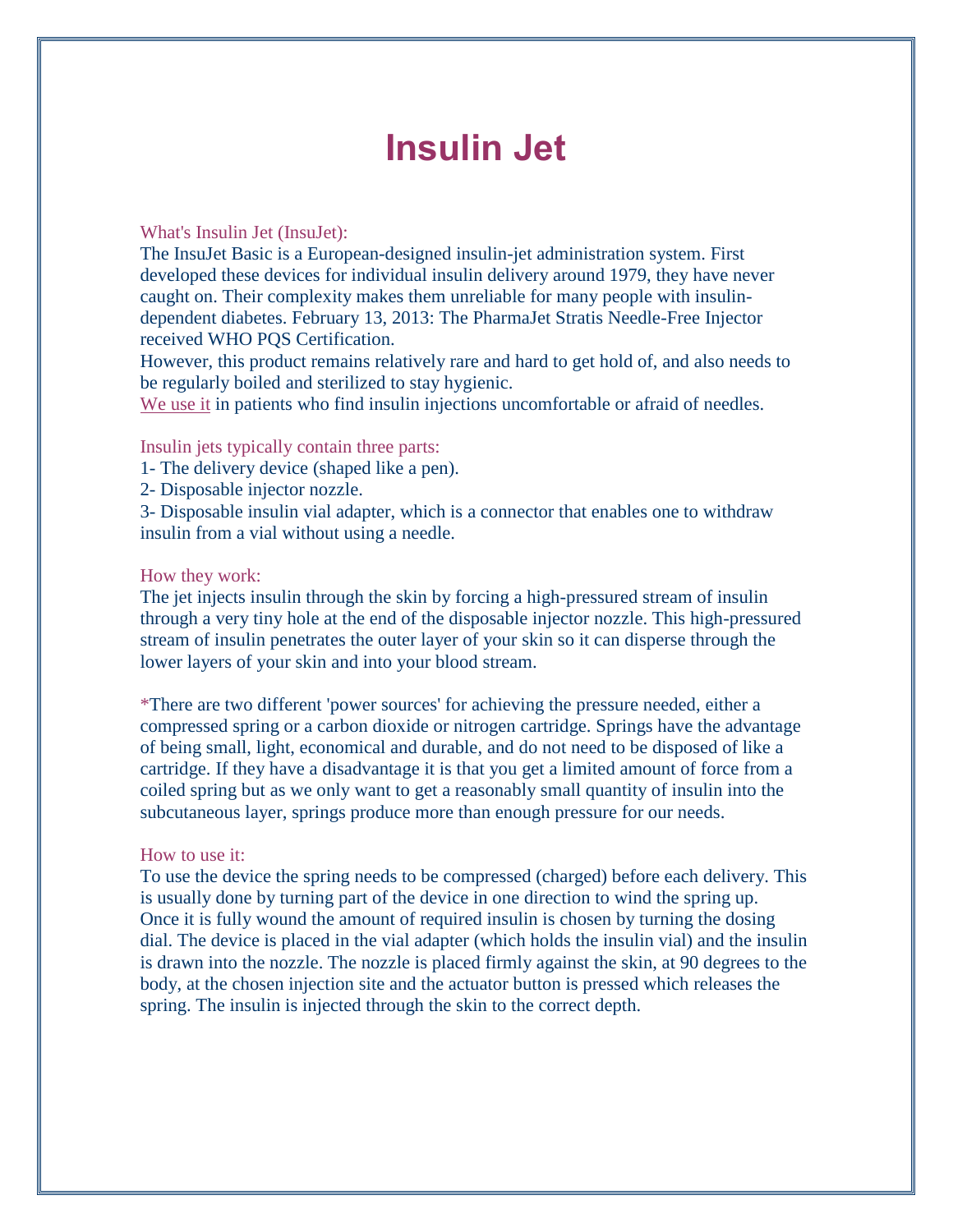# Insulin Jet

What's Insulin Jet (InsuJet):

The InsuJet Basic is a European-designed insulin-jet administration system. First developed these devices for individual insulin delivery around 1979, they have never caught on. Their complexity makes them unreliable for many people with insulin-dependent diabetes. February 13, 2013: The PharmaJet Stratis Needle-Free Injector received WHO PQS Certification.

However, this product remains relatively rare and hard to get hold of, and also needs to be regularly boiled and sterilized to stay hygienic.

We use it in patients who find insulin injections uncomfortable or afraid of needles.

Insulin jets typically contain three parts:

1- The delivery device (shaped like a pen).

2- Disposable injector nozzle.

3- Disposable insulin vial adapter, which is a connector that enables one to withdraw insulin from a vial without using a needle.

How they work:

The jet injects insulin through the skin by forcing a high-pressured stream of insulin through a very tiny hole at the end of the disposable injector nozzle. This high-pressured stream of insulin penetrates the outer layer of your skin so it can disperse through the lower layers of your skin and into your blood stream.

*There are two different 'power sources' for achieving the pressure needed, either a compressed spring or a carbon dioxide or nitrogen cartridge. Springs have the advantage of being small, light, economical and durable, and do not need to be disposed of like a cartridge. If they have a disadvantage it is that you get a limited amount of force from a coiled spring but as we only want to get a reasonably small quantity of insulin into the subcutaneous layer, springs produce more than enough pressure for our needs.

How to use it:

To use the device the spring needs to be compressed (charged) before each delivery. This is usually done by turning part of the device in one direction to wind the spring up. Once it is fully wound the amount of required insulin is chosen by turning the dosing dial. The device is placed in the vial adapter (which holds the insulin vial) and the insulin is drawn into the nozzle. The nozzle is placed firmly against the skin, at 90 degrees to the body, at the chosen injection site and the actuator button is pressed which releases the spring. The insulin is injected through the skin to the correct depth.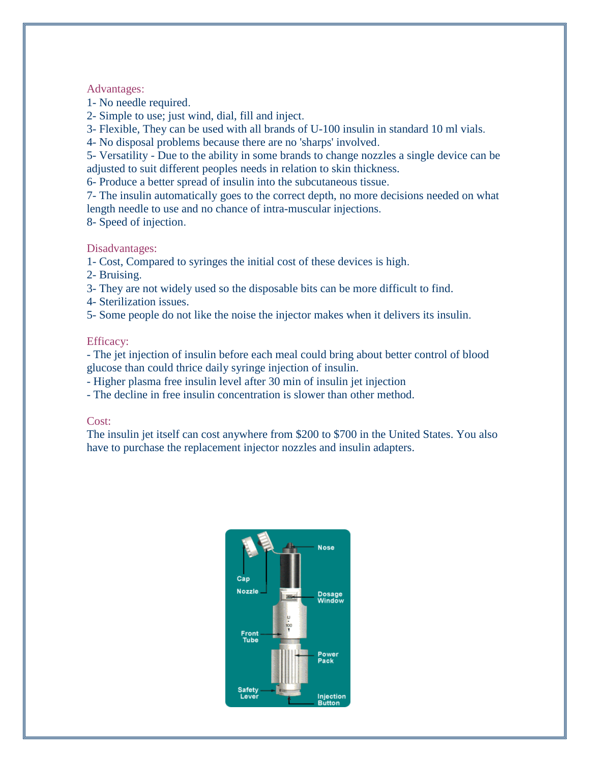## Advantages:

1- No needle required.
2- Simple to use; just wind, dial, fill and inject.
3- Flexible, They can be used with all brands of U-100 insulin in standard 10 ml vials.
4- No disposal problems because there are no 'sharps' involved.
5- Versatility - Due to the ability in some brands to change nozzles a single device can be adjusted to suit different peoples needs in relation to skin thickness.
6- Produce a better spread of insulin into the subcutaneous tissue.
7- The insulin automatically goes to the correct depth, no more decisions needed on what length needle to use and no chance of intra-muscular injections.
8- Speed of injection.

## Disadvantages:

1- Cost, Compared to syringes the initial cost of these devices is high.
2- Bruising.
3- They are not widely used so the disposable bits can be more difficult to find.
4- Sterilization issues.
5- Some people do not like the noise the injector makes when it delivers its insulin.

## Efficacy:

- The jet injection of insulin before each meal could bring about better control of blood glucose than could thrice daily syringe injection of insulin.
- Higher plasma free insulin level after 30 min of insulin jet injection
- The decline in free insulin concentration is slower than other method.

## Cost:

The insulin jet itself can cost anywhere from $200 to $700 in the United States. You also have to purchase the replacement injector nozzles and insulin adapters.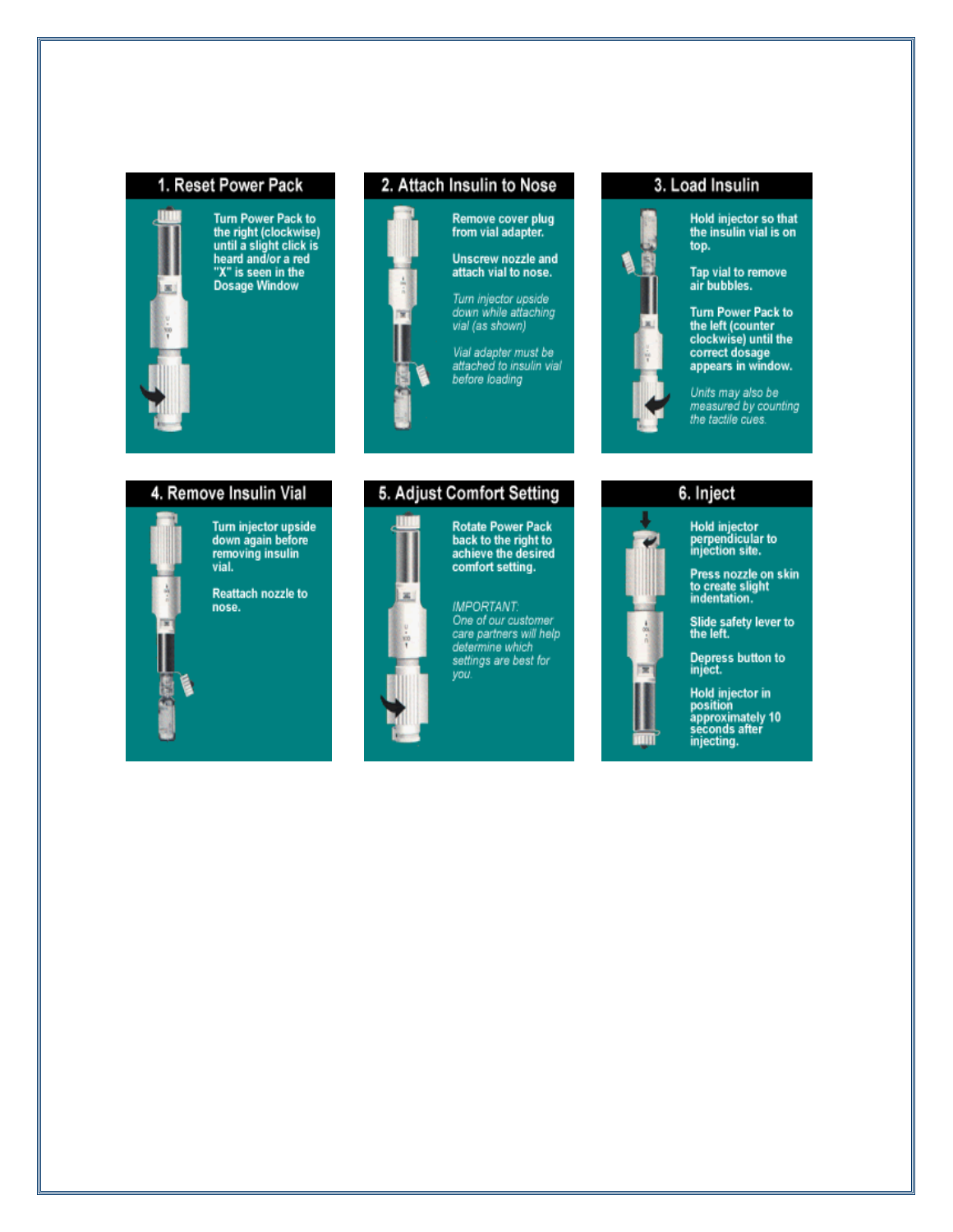## 1. Reset Power Pack

**Turn Power Pack to the right (clockwise) until a slight click is heard and/or a red "X" is seen in the Dosage Window**

## 2. Attach Insulin to Nose

**Remove cover plug from vial adapter.**

**Unscrew nozzle and attach vial to nose.**

*Turn injector upside down while attaching vial (as shown)*

*Vial adapter must be attached to insulin vial before loading*

## 3. Load Insulin

**Hold injector so that the insulin vial is on top.**

**Tap vial to remove air bubbles.**

**Turn Power Pack to the left (counter clockwise) until the correct dosage appears in window.**

*Units may also be measured by counting the tactile cues.*

## 4. Remove Insulin Vial

**Turn injector upside down again before removing insulin vial.**

**Reattach nozzle to nose.**

## 5. Adjust Comfort Setting

**Rotate Power Pack back to the right to achieve the desired comfort setting.**

*IMPORTANT: One of our customer care partners will help determine which settings are best for you.*

## 6. Inject

**Hold injector perpendicular to injection site.**

**Press nozzle on skin to create slight indentation.**

**Slide safety lever to the left.**

**Depress button to inject.**

**Hold injector in position approximately 10 seconds after injecting.**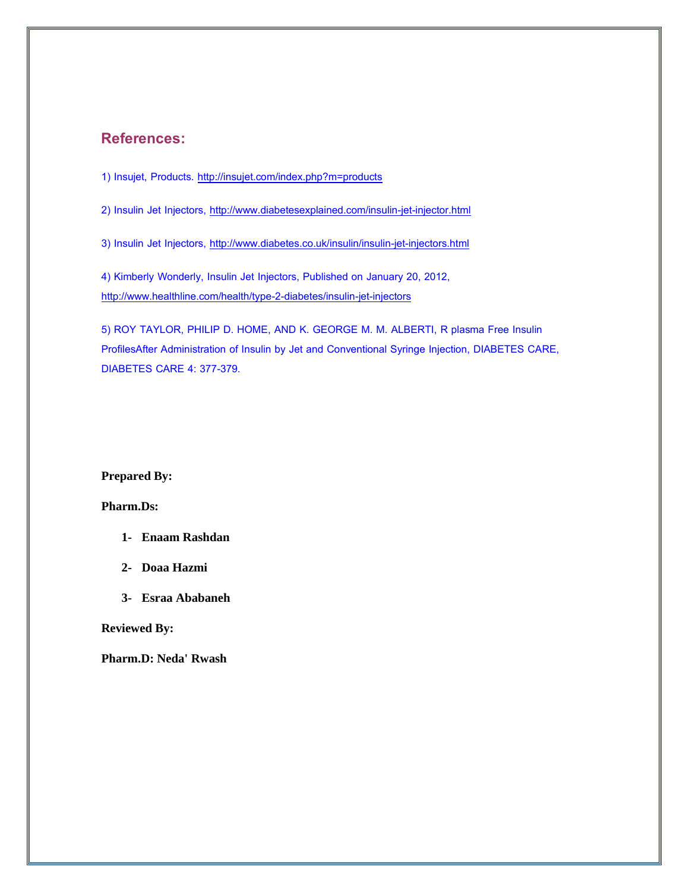## References:

1) Insujet, Products. http://insujet.com/index.php?m=products

2) Insulin Jet Injectors, http://www.diabetesexplained.com/insulin-jet-injector.html

3) Insulin Jet Injectors, http://www.diabetes.co.uk/insulin/insulin-jet-injectors.html

4) Kimberly Wonderly, Insulin Jet Injectors, Published on January 20, 2012, http://www.healthline.com/health/type-2-diabetes/insulin-jet-injectors

5) ROY TAYLOR, PHILIP D. HOME, AND K. GEORGE M. M. ALBERTI, R plasma Free Insulin ProfilesAfter Administration of Insulin by Jet and Conventional Syringe Injection, DIABETES CARE, DIABETES CARE 4: 377-379.

**Prepared By:**

**Pharm.Ds:**

1- **Enaam Rashdan**
2- **Doaa Hazmi**
3- **Esraa Ababaneh**

**Reviewed By:**

**Pharm.D: Neda' Rwash**